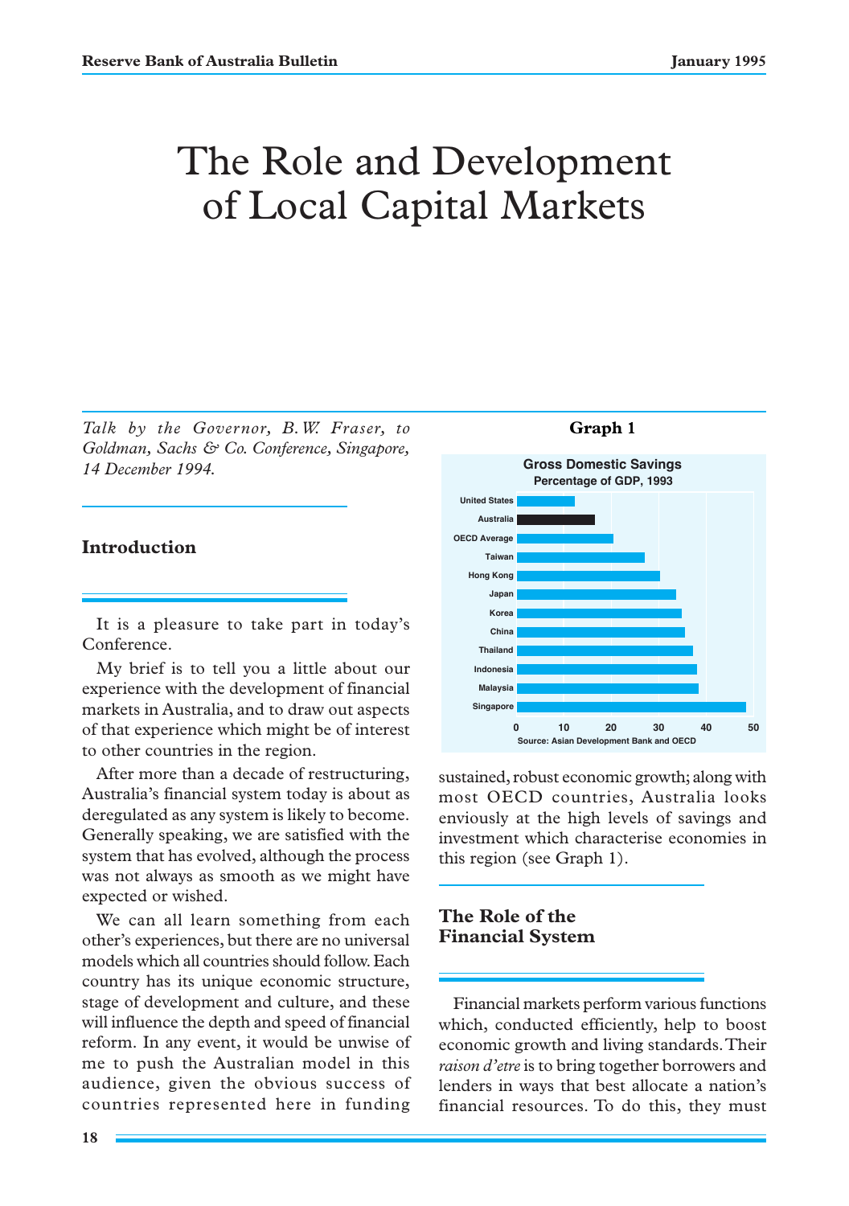# The Role and Development of Local Capital Markets

*Talk by the Governor, B.W. Fraser, to Goldman, Sachs & Co. Conference, Singapore, 14 December 1994.*

## Introduction

It is a pleasure to take part in today's Conference.

My brief is to tell you a little about our experience with the development of financial markets in Australia, and to draw out aspects of that experience which might be of interest to other countries in the region.

After more than a decade of restructuring, Australia's financial system today is about as deregulated as any system is likely to become. Generally speaking, we are satisfied with the system that has evolved, although the process was not always as smooth as we might have expected or wished.

We can all learn something from each other's experiences, but there are no universal models which all countries should follow. Each country has its unique economic structure, stage of development and culture, and these will influence the depth and speed of financial reform. In any event, it would be unwise of me to push the Australian model in this audience, given the obvious success of countries represented here in funding sustained, robust economic growth; along with most OECD countries, Australia looks enviously at the high levels of savings and investment which characterise economies in this region (see Graph 1).

**Graph 1**

**Gross Domestic Savings**
Percentage of GDP, 1993

| Country | Percentage of GDP (approx.) |
|---|---|
| United States | 12 |
| Australia | 16.5 |
| OECD Average | 20.5 |
| Taiwan | 27 |
| Hong Kong | 30.5 |
| Japan | 34 |
| Korea | 35 |
| China | 35.5 |
| Thailand | 37 |
| Indonesia | 38 |
| Malaysia | 38.5 |
| Singapore | 48.5 |

Source: Asian Development Bank and OECD

## The Role of the Financial System

Financial markets perform various functions which, conducted efficiently, help to boost economic growth and living standards. Their *raison d'etre* is to bring together borrowers and lenders in ways that best allocate a nation's financial resources. To do this, they must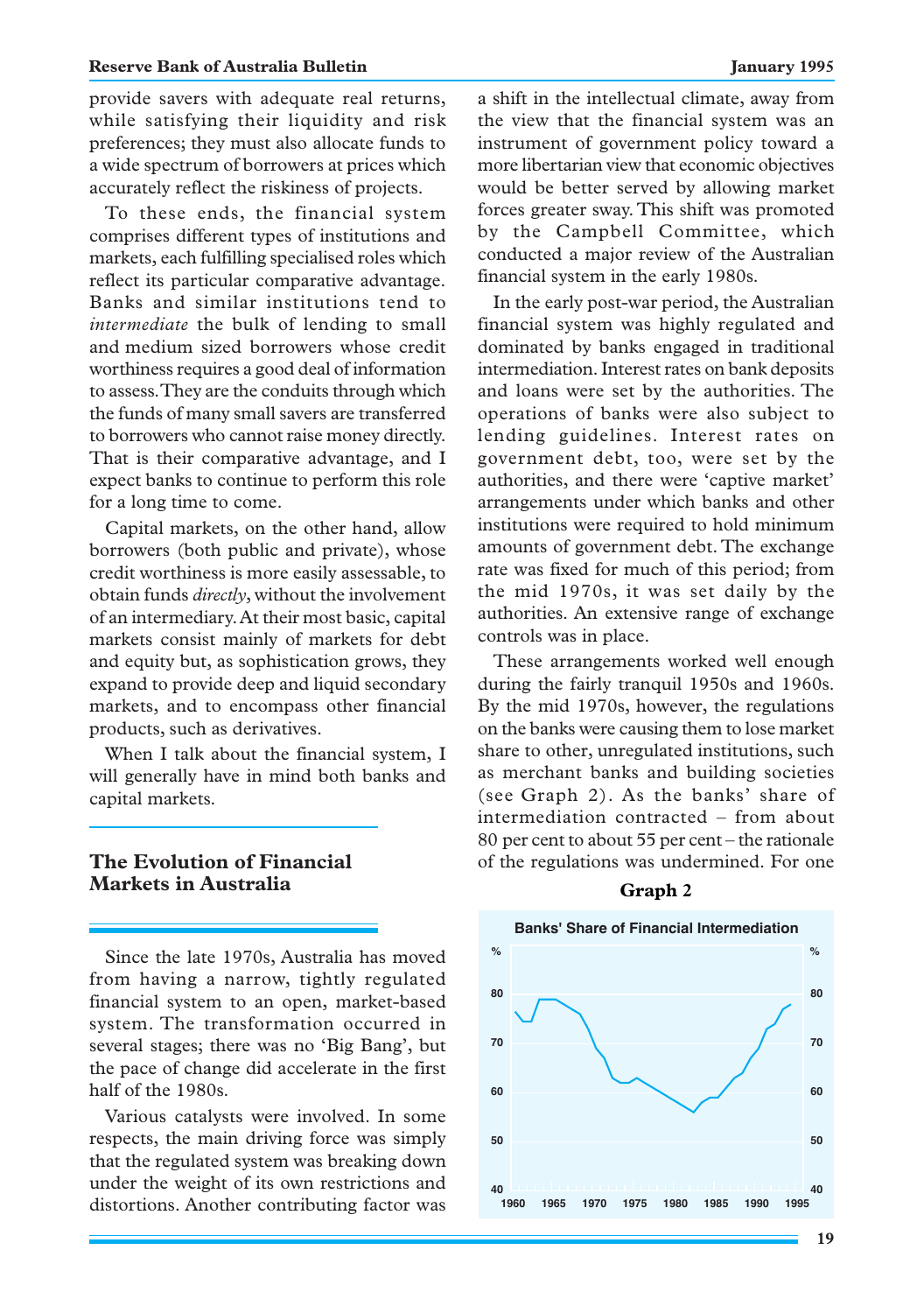provide savers with adequate real returns, while satisfying their liquidity and risk preferences; they must also allocate funds to a wide spectrum of borrowers at prices which accurately reflect the riskiness of projects.

To these ends, the financial system comprises different types of institutions and markets, each fulfilling specialised roles which reflect its particular comparative advantage. Banks and similar institutions tend to *intermediate* the bulk of lending to small and medium sized borrowers whose credit worthiness requires a good deal of information to assess. They are the conduits through which the funds of many small savers are transferred to borrowers who cannot raise money directly. That is their comparative advantage, and I expect banks to continue to perform this role for a long time to come.

Capital markets, on the other hand, allow borrowers (both public and private), whose credit worthiness is more easily assessable, to obtain funds *directly*, without the involvement of an intermediary. At their most basic, capital markets consist mainly of markets for debt and equity but, as sophistication grows, they expand to provide deep and liquid secondary markets, and to encompass other financial products, such as derivatives.

When I talk about the financial system, I will generally have in mind both banks and capital markets.

## The Evolution of Financial Markets in Australia

Since the late 1970s, Australia has moved from having a narrow, tightly regulated financial system to an open, market-based system. The transformation occurred in several stages; there was no 'Big Bang', but the pace of change did accelerate in the first half of the 1980s.

Various catalysts were involved. In some respects, the main driving force was simply that the regulated system was breaking down under the weight of its own restrictions and distortions. Another contributing factor was a shift in the intellectual climate, away from the view that the financial system was an instrument of government policy toward a more libertarian view that economic objectives would be better served by allowing market forces greater sway. This shift was promoted by the Campbell Committee, which conducted a major review of the Australian financial system in the early 1980s.

In the early post-war period, the Australian financial system was highly regulated and dominated by banks engaged in traditional intermediation. Interest rates on bank deposits and loans were set by the authorities. The operations of banks were also subject to lending guidelines. Interest rates on government debt, too, were set by the authorities, and there were 'captive market' arrangements under which banks and other institutions were required to hold minimum amounts of government debt. The exchange rate was fixed for much of this period; from the mid 1970s, it was set daily by the authorities. An extensive range of exchange controls was in place.

These arrangements worked well enough during the fairly tranquil 1950s and 1960s. By the mid 1970s, however, the regulations on the banks were causing them to lose market share to other, unregulated institutions, such as merchant banks and building societies (see Graph 2). As the banks' share of intermediation contracted – from about 80 per cent to about 55 per cent – the rationale of the regulations was undermined. For one

**Graph 2**

Banks' Share of Financial Intermediation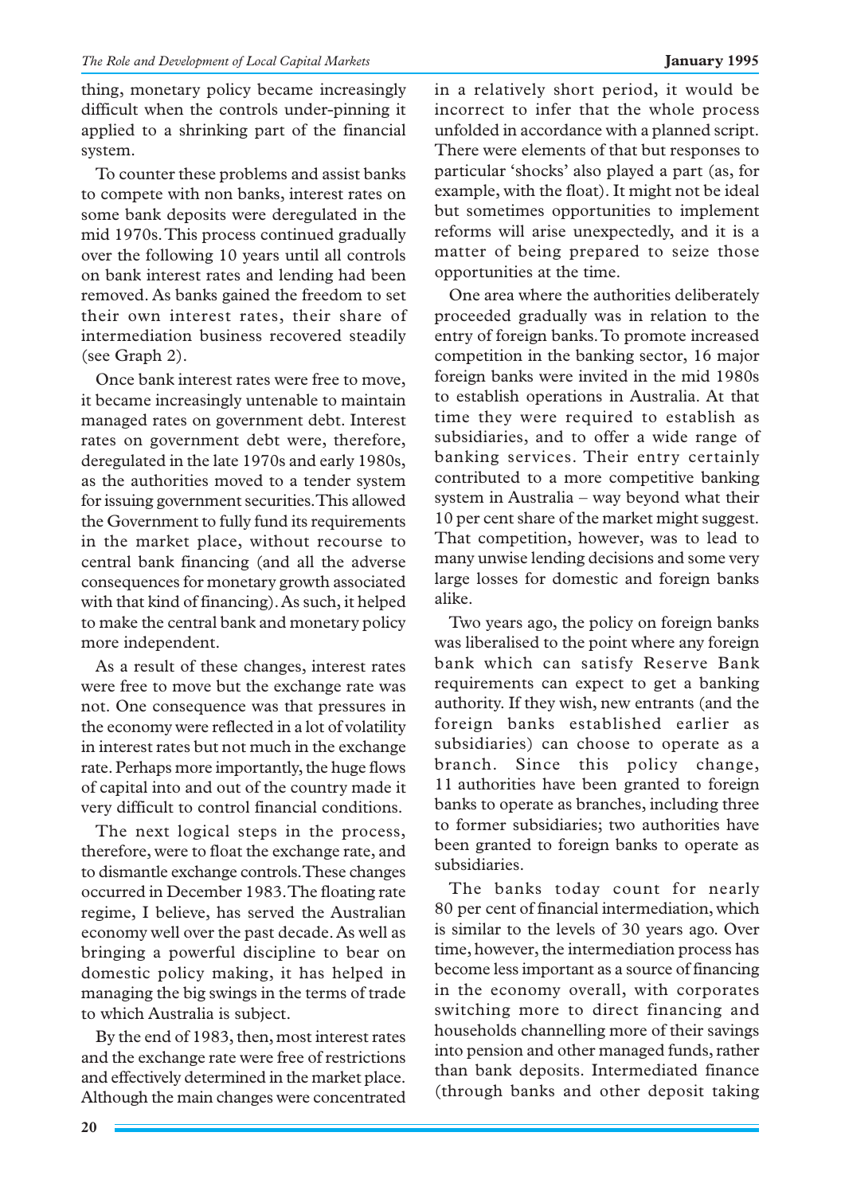thing, monetary policy became increasingly difficult when the controls under-pinning it applied to a shrinking part of the financial system.

To counter these problems and assist banks to compete with non banks, interest rates on some bank deposits were deregulated in the mid 1970s. This process continued gradually over the following 10 years until all controls on bank interest rates and lending had been removed. As banks gained the freedom to set their own interest rates, their share of intermediation business recovered steadily (see Graph 2).

Once bank interest rates were free to move, it became increasingly untenable to maintain managed rates on government debt. Interest rates on government debt were, therefore, deregulated in the late 1970s and early 1980s, as the authorities moved to a tender system for issuing government securities. This allowed the Government to fully fund its requirements in the market place, without recourse to central bank financing (and all the adverse consequences for monetary growth associated with that kind of financing). As such, it helped to make the central bank and monetary policy more independent.

As a result of these changes, interest rates were free to move but the exchange rate was not. One consequence was that pressures in the economy were reflected in a lot of volatility in interest rates but not much in the exchange rate. Perhaps more importantly, the huge flows of capital into and out of the country made it very difficult to control financial conditions.

The next logical steps in the process, therefore, were to float the exchange rate, and to dismantle exchange controls. These changes occurred in December 1983. The floating rate regime, I believe, has served the Australian economy well over the past decade. As well as bringing a powerful discipline to bear on domestic policy making, it has helped in managing the big swings in the terms of trade to which Australia is subject.

By the end of 1983, then, most interest rates and the exchange rate were free of restrictions and effectively determined in the market place. Although the main changes were concentrated in a relatively short period, it would be incorrect to infer that the whole process unfolded in accordance with a planned script. There were elements of that but responses to particular 'shocks' also played a part (as, for example, with the float). It might not be ideal but sometimes opportunities to implement reforms will arise unexpectedly, and it is a matter of being prepared to seize those opportunities at the time.

One area where the authorities deliberately proceeded gradually was in relation to the entry of foreign banks. To promote increased competition in the banking sector, 16 major foreign banks were invited in the mid 1980s to establish operations in Australia. At that time they were required to establish as subsidiaries, and to offer a wide range of banking services. Their entry certainly contributed to a more competitive banking system in Australia – way beyond what their 10 per cent share of the market might suggest. That competition, however, was to lead to many unwise lending decisions and some very large losses for domestic and foreign banks alike.

Two years ago, the policy on foreign banks was liberalised to the point where any foreign bank which can satisfy Reserve Bank requirements can expect to get a banking authority. If they wish, new entrants (and the foreign banks established earlier as subsidiaries) can choose to operate as a branch. Since this policy change, 11 authorities have been granted to foreign banks to operate as branches, including three to former subsidiaries; two authorities have been granted to foreign banks to operate as subsidiaries.

The banks today count for nearly 80 per cent of financial intermediation, which is similar to the levels of 30 years ago. Over time, however, the intermediation process has become less important as a source of financing in the economy overall, with corporates switching more to direct financing and households channelling more of their savings into pension and other managed funds, rather than bank deposits. Intermediated finance (through banks and other deposit taking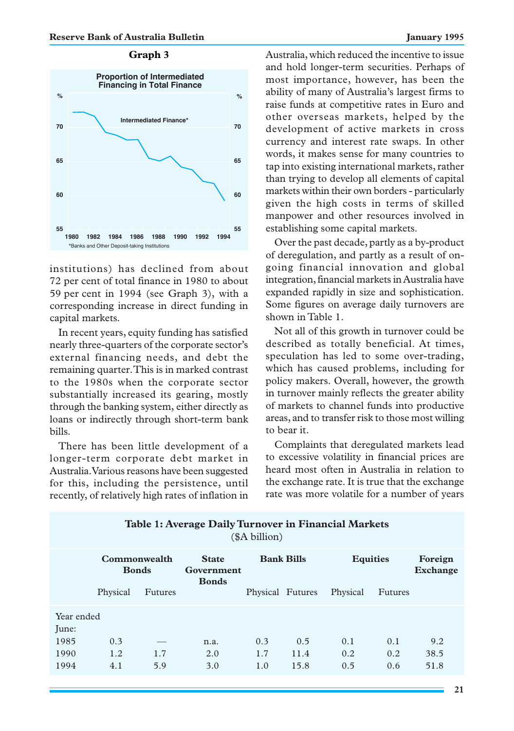**Graph 3**

**Proportion of Intermediated Financing in Total Finance**

institutions) has declined from about 72 per cent of total finance in 1980 to about 59 per cent in 1994 (see Graph 3), with a corresponding increase in direct funding in capital markets.

In recent years, equity funding has satisfied nearly three-quarters of the corporate sector's external financing needs, and debt the remaining quarter. This is in marked contrast to the 1980s when the corporate sector substantially increased its gearing, mostly through the banking system, either directly as loans or indirectly through short-term bank bills.

There has been little development of a longer-term corporate debt market in Australia. Various reasons have been suggested for this, including the persistence, until recently, of relatively high rates of inflation in Australia, which reduced the incentive to issue and hold longer-term securities. Perhaps of most importance, however, has been the ability of many of Australia's largest firms to raise funds at competitive rates in Euro and other overseas markets, helped by the development of active markets in cross currency and interest rate swaps. In other words, it makes sense for many countries to tap into existing international markets, rather than trying to develop all elements of capital markets within their own borders - particularly given the high costs in terms of skilled manpower and other resources involved in establishing some capital markets.

Over the past decade, partly as a by-product of deregulation, and partly as a result of on-going financial innovation and global integration, financial markets in Australia have expanded rapidly in size and sophistication. Some figures on average daily turnovers are shown in Table 1.

Not all of this growth in turnover could be described as totally beneficial. At times, speculation has led to some over-trading, which has caused problems, including for policy makers. Overall, however, the growth in turnover mainly reflects the greater ability of markets to channel funds into productive areas, and to transfer risk to those most willing to bear it.

Complaints that deregulated markets lead to excessive volatility in financial prices are heard most often in Australia in relation to the exchange rate. It is true that the exchange rate was more volatile for a number of years

**Table 1: Average Daily Turnover in Financial Markets**
($A billion)

| | Commonwealth Bonds | | State Government Bonds | Bank Bills | | Equities | | Foreign Exchange |
|---|---|---|---|---|---|---|---|---|
| | Physical | Futures | | Physical | Futures | Physical | Futures | |
| Year ended June: | | | | | | | | |
| 1985 | 0.3 | — | n.a. | 0.3 | 0.5 | 0.1 | 0.1 | 9.2 |
| 1990 | 1.2 | 1.7 | 2.0 | 1.7 | 11.4 | 0.2 | 0.2 | 38.5 |
| 1994 | 4.1 | 5.9 | 3.0 | 1.0 | 15.8 | 0.5 | 0.6 | 51.8 |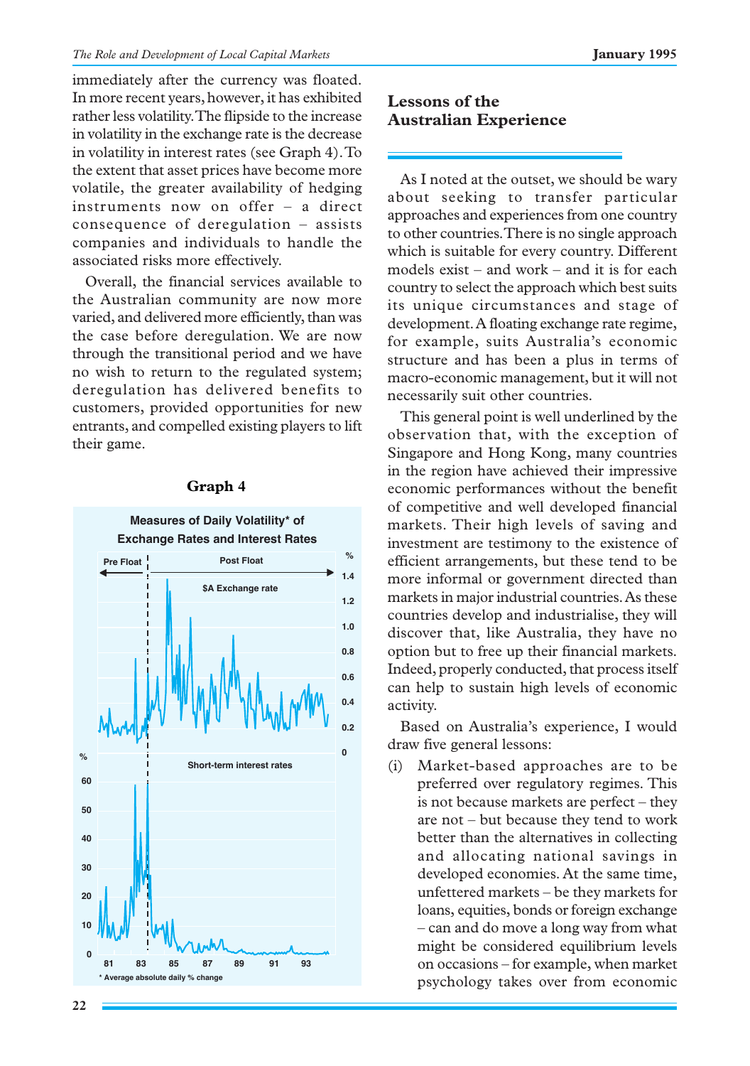immediately after the currency was floated. In more recent years, however, it has exhibited rather less volatility. The flipside to the increase in volatility in the exchange rate is the decrease in volatility in interest rates (see Graph 4). To the extent that asset prices have become more volatile, the greater availability of hedging instruments now on offer – a direct consequence of deregulation – assists companies and individuals to handle the associated risks more effectively.

Overall, the financial services available to the Australian community are now more varied, and delivered more efficiently, than was the case before deregulation. We are now through the transitional period and we have no wish to return to the regulated system; deregulation has delivered benefits to customers, provided opportunities for new entrants, and compelled existing players to lift their game.

**Graph 4**

**Measures of Daily Volatility* of Exchange Rates and Interest Rates**

Pre Float | Post Float

$A Exchange rate

Short-term interest rates

\* Average absolute daily % change

## Lessons of the Australian Experience

As I noted at the outset, we should be wary about seeking to transfer particular approaches and experiences from one country to other countries. There is no single approach which is suitable for every country. Different models exist – and work – and it is for each country to select the approach which best suits its unique circumstances and stage of development. A floating exchange rate regime, for example, suits Australia's economic structure and has been a plus in terms of macro-economic management, but it will not necessarily suit other countries.

This general point is well underlined by the observation that, with the exception of Singapore and Hong Kong, many countries in the region have achieved their impressive economic performances without the benefit of competitive and well developed financial markets. Their high levels of saving and investment are testimony to the existence of efficient arrangements, but these tend to be more informal or government directed than markets in major industrial countries. As these countries develop and industrialise, they will discover that, like Australia, they have no option but to free up their financial markets. Indeed, properly conducted, that process itself can help to sustain high levels of economic activity.

Based on Australia's experience, I would draw five general lessons:

(i) Market-based approaches are to be preferred over regulatory regimes. This is not because markets are perfect – they are not – but because they tend to work better than the alternatives in collecting and allocating national savings in developed economies. At the same time, unfettered markets – be they markets for loans, equities, bonds or foreign exchange – can and do move a long way from what might be considered equilibrium levels on occasions – for example, when market psychology takes over from economic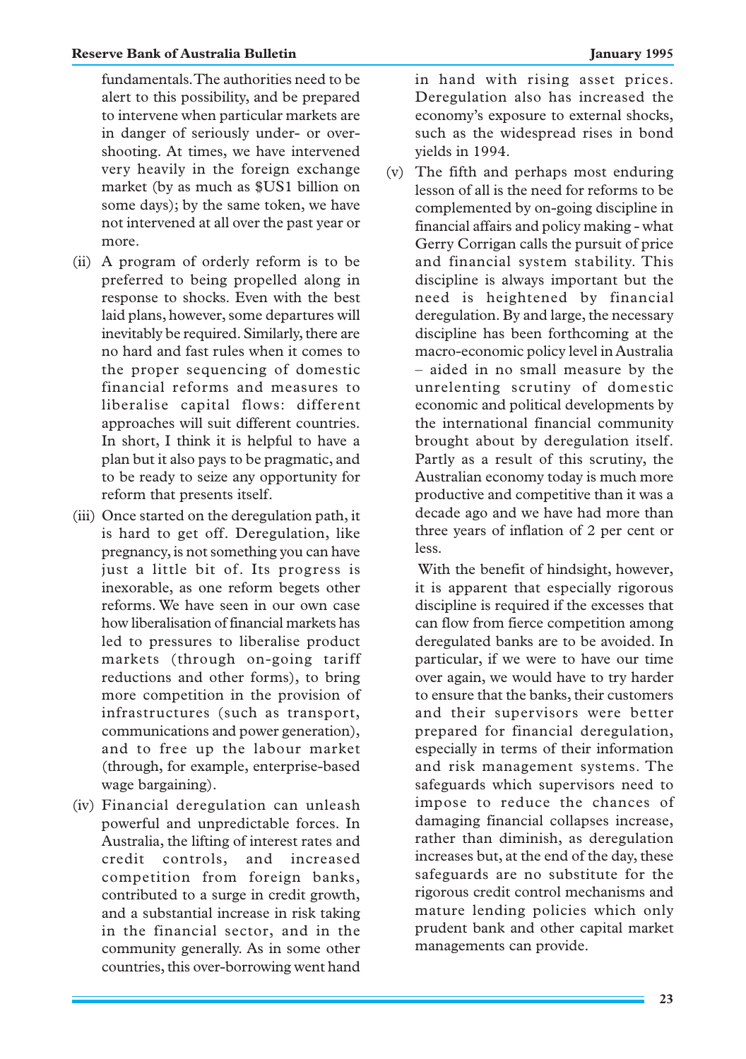fundamentals. The authorities need to be alert to this possibility, and be prepared to intervene when particular markets are in danger of seriously under- or over-shooting. At times, we have intervened very heavily in the foreign exchange market (by as much as $US1 billion on some days); by the same token, we have not intervened at all over the past year or more.

(ii) A program of orderly reform is to be preferred to being propelled along in response to shocks. Even with the best laid plans, however, some departures will inevitably be required. Similarly, there are no hard and fast rules when it comes to the proper sequencing of domestic financial reforms and measures to liberalise capital flows: different approaches will suit different countries. In short, I think it is helpful to have a plan but it also pays to be pragmatic, and to be ready to seize any opportunity for reform that presents itself.

(iii) Once started on the deregulation path, it is hard to get off. Deregulation, like pregnancy, is not something you can have just a little bit of. Its progress is inexorable, as one reform begets other reforms. We have seen in our own case how liberalisation of financial markets has led to pressures to liberalise product markets (through on-going tariff reductions and other forms), to bring more competition in the provision of infrastructures (such as transport, communications and power generation), and to free up the labour market (through, for example, enterprise-based wage bargaining).

(iv) Financial deregulation can unleash powerful and unpredictable forces. In Australia, the lifting of interest rates and credit controls, and increased competition from foreign banks, contributed to a surge in credit growth, and a substantial increase in risk taking in the financial sector, and in the community generally. As in some other countries, this over-borrowing went hand in hand with rising asset prices. Deregulation also has increased the economy's exposure to external shocks, such as the widespread rises in bond yields in 1994.

(v) The fifth and perhaps most enduring lesson of all is the need for reforms to be complemented by on-going discipline in financial affairs and policy making - what Gerry Corrigan calls the pursuit of price and financial system stability. This discipline is always important but the need is heightened by financial deregulation. By and large, the necessary discipline has been forthcoming at the macro-economic policy level in Australia – aided in no small measure by the unrelenting scrutiny of domestic economic and political developments by the international financial community brought about by deregulation itself. Partly as a result of this scrutiny, the Australian economy today is much more productive and competitive than it was a decade ago and we have had more than three years of inflation of 2 per cent or less.

With the benefit of hindsight, however, it is apparent that especially rigorous discipline is required if the excesses that can flow from fierce competition among deregulated banks are to be avoided. In particular, if we were to have our time over again, we would have to try harder to ensure that the banks, their customers and their supervisors were better prepared for financial deregulation, especially in terms of their information and risk management systems. The safeguards which supervisors need to impose to reduce the chances of damaging financial collapses increase, rather than diminish, as deregulation increases but, at the end of the day, these safeguards are no substitute for the rigorous credit control mechanisms and mature lending policies which only prudent bank and other capital market managements can provide.